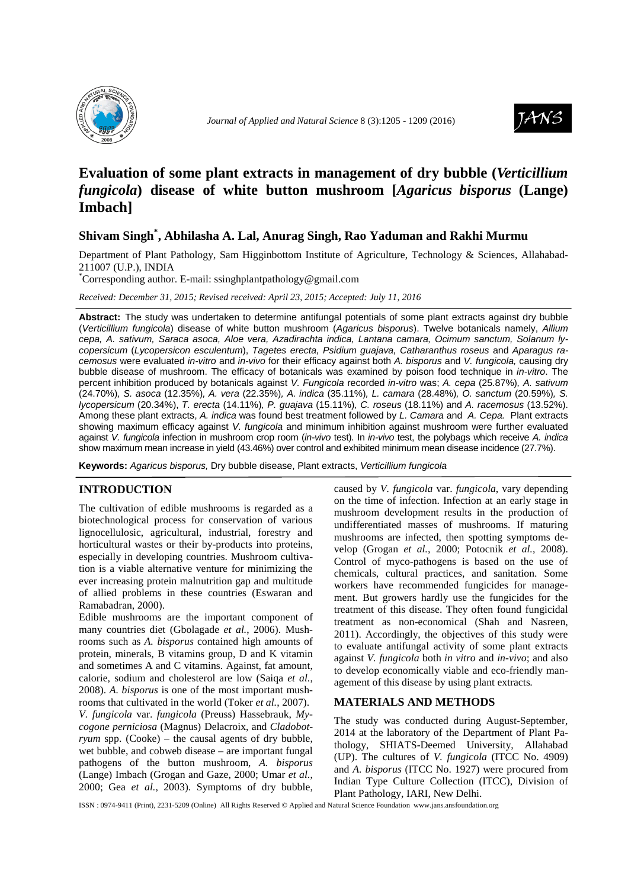# Evaluation of some plant extracts in management of dry bubble (*Verticillium fungicola*) disease of white button mushroom [*Agaricus bisporus* (Lange) Imbach]

**Shivam Singh*, Abhilasha A. Lal, Anurag Singh, Rao Yaduman and Rakhi Murmu**

Department of Plant Pathology, Sam Higginbottom Institute of Agriculture, Technology & Sciences, Allahabad-211007 (U.P.), INDIA

*Corresponding author. E-mail: ssinghplantpathology@gmail.com

*Received: December 31, 2015; Revised received: April 23, 2015; Accepted: July 11, 2016*

**Abstract:** The study was undertaken to determine antifungal potentials of some plant extracts against dry bubble (*Verticillium fungicola*) disease of white button mushroom (*Agaricus bisporus*). Twelve botanicals namely, *Allium cepa, A. sativum, Saraca asoca, Aloe vera, Azadirachta indica, Lantana camara, Ocimum sanctum, Solanum lycopersicum* (*Lycopersicon esculentum*), *Tagetes erecta, Psidium guajava, Catharanthus roseus* and *Aparagus racemosus* were evaluated *in-vitro* and *in-vivo* for their efficacy against both *A. bisporus* and *V. fungicola,* causing dry bubble disease of mushroom. The efficacy of botanicals was examined by poison food technique in *in-vitro*. The percent inhibition produced by botanicals against *V. Fungicola* recorded *in-vitro* was; *A. cepa* (25.87%)*, A. sativum* (24.70%)*, S. asoca* (12.35%)*, A. vera* (22.35%)*, A. indica* (35.11%)*, L. camara* (28.48%)*, O. sanctum* (20.59%)*, S. lycopersicum* (20.34%), *T. erecta* (14.11%)*, P. guajava* (15.11%)*, C. roseus* (18.11%) and *A. racemosus* (13.52%). Among these plant extracts, *A. indica* was found best treatment followed by *L. Camara* and *A. Cepa.* Plant extracts showing maximum efficacy against *V. fungicola* and minimum inhibition against mushroom were further evaluated against *V. fungicola* infection in mushroom crop room (*in-vivo* test). In *in-vivo* test, the polybags which receive *A. indica* show maximum mean increase in yield (43.46%) over control and exhibited minimum mean disease incidence (27.7%).

**Keywords:** *Agaricus bisporus,* Dry bubble disease, Plant extracts, *Verticillium fungicola*

## INTRODUCTION

The cultivation of edible mushrooms is regarded as a biotechnological process for conservation of various lignocellulosic, agricultural, industrial, forestry and horticultural wastes or their by-products into proteins, especially in developing countries. Mushroom cultivation is a viable alternative venture for minimizing the ever increasing protein malnutrition gap and multitude of allied problems in these countries (Eswaran and Ramabadran, 2000).

Edible mushrooms are the important component of many countries diet (Gbolagade *et al.*, 2006). Mushrooms such as *A. bisporus* contained high amounts of protein, minerals, B vitamins group, D and K vitamin and sometimes A and C vitamins. Against, fat amount, calorie, sodium and cholesterol are low (Saiqa *et al.*, 2008). *A. bisporus* is one of the most important mushrooms that cultivated in the world (Toker *et al.*, 2007).

*V. fungicola* var. *fungicola* (Preuss) Hassebrauk, *Mycogone perniciosa* (Magnus) Delacroix, and *Cladobotryum* spp. (Cooke) – the causal agents of dry bubble, wet bubble, and cobweb disease – are important fungal pathogens of the button mushroom, *A. bisporus* (Lange) Imbach (Grogan and Gaze, 2000; Umar *et al.*, 2000; Gea *et al.*, 2003). Symptoms of dry bubble, caused by *V. fungicola* var. *fungicola*, vary depending on the time of infection. Infection at an early stage in mushroom development results in the production of undifferentiated masses of mushrooms. If maturing mushrooms are infected, then spotting symptoms develop (Grogan *et al.*, 2000; Potocnik *et al.*, 2008). Control of myco-pathogens is based on the use of chemicals, cultural practices, and sanitation. Some workers have recommended fungicides for management. But growers hardly use the fungicides for the treatment of this disease. They often found fungicidal treatment as non-economical (Shah and Nasreen, 2011). Accordingly, the objectives of this study were to evaluate antifungal activity of some plant extracts against *V. fungicola* both *in vitro* and *in-vivo*; and also to develop economically viable and eco-friendly management of this disease by using plant extracts.

## MATERIALS AND METHODS

The study was conducted during August-September, 2014 at the laboratory of the Department of Plant Pathology, SHIATS-Deemed University, Allahabad (UP). The cultures of *V. fungicola* (ITCC No. 4909) and *A. bisporus* (ITCC No. 1927) were procured from Indian Type Culture Collection (ITCC), Division of Plant Pathology, IARI, New Delhi.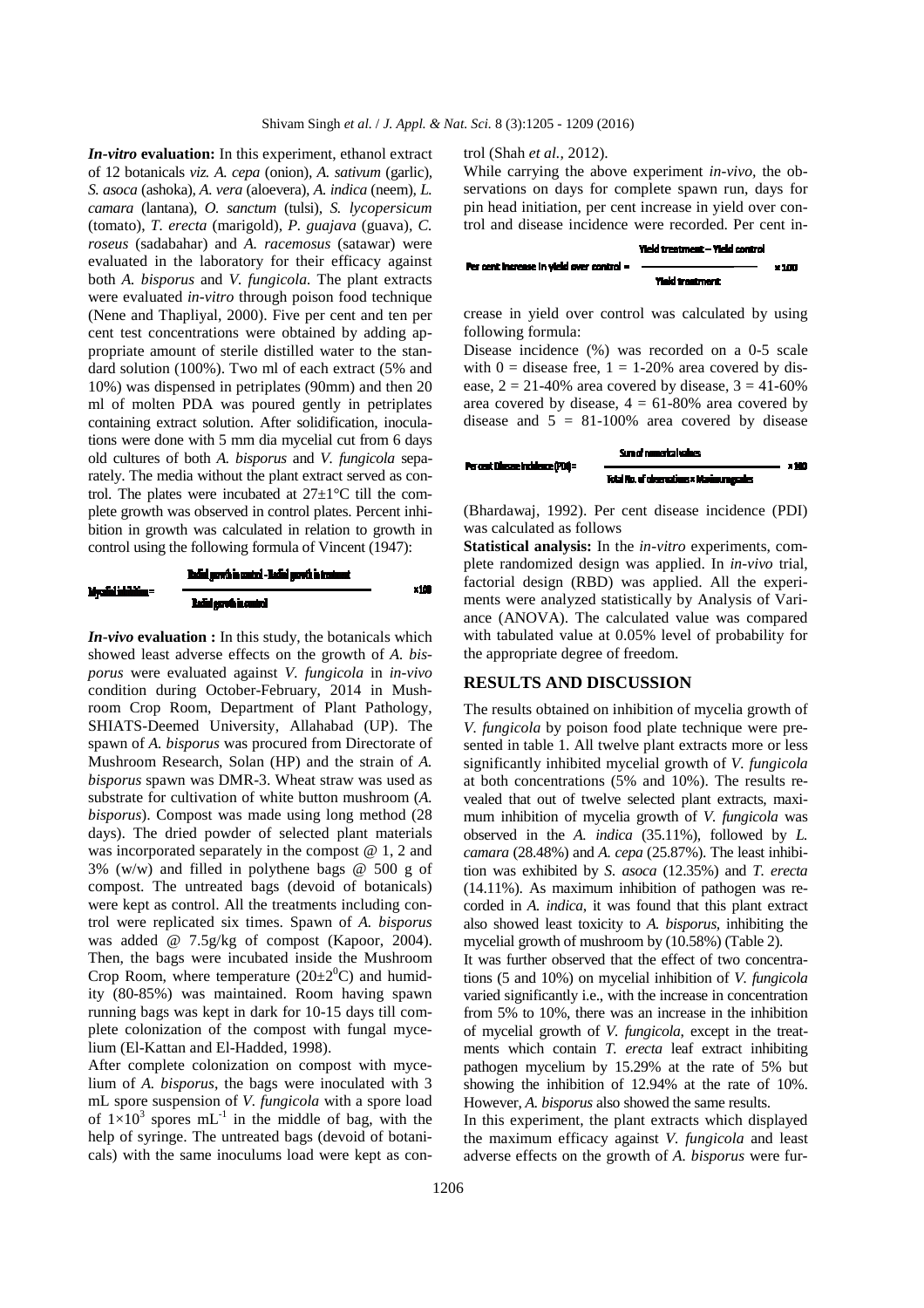***In-vitro* evaluation:** In this experiment, ethanol extract of 12 botanicals *viz. A. cepa* (onion), *A. sativum* (garlic), *S. asoca* (ashoka), *A. vera* (aloevera), *A. indica* (neem), *L. camara* (lantana), *O. sanctum* (tulsi), *S. lycopersicum* (tomato), *T. erecta* (marigold), *P. guajava* (guava), *C. roseus* (sadabahar) and *A. racemosus* (satawar) were evaluated in the laboratory for their efficacy against both *A. bisporus* and *V. fungicola*. The plant extracts were evaluated *in-vitro* through poison food technique (Nene and Thapliyal, 2000). Five per cent and ten per cent test concentrations were obtained by adding appropriate amount of sterile distilled water to the standard solution (100%). Two ml of each extract (5% and 10%) was dispensed in petriplates (90mm) and then 20 ml of molten PDA was poured gently in petriplates containing extract solution. After solidification, inoculations were done with 5 mm dia mycelial cut from 6 days old cultures of both *A. bisporus* and *V. fungicola* separately. The media without the plant extract served as control. The plates were incubated at 27±1°C till the complete growth was observed in control plates. Percent inhibition in growth was calculated in relation to growth in control using the following formula of Vincent (1947):

$$\text{Mycelial inhibition} = \frac{\text{Radial growth in control} - \text{Radial growth in treatment}}{\text{Radial growth in control}} \times 100$$

***In-vivo* evaluation :** In this study, the botanicals which showed least adverse effects on the growth of *A. bisporus* were evaluated against *V. fungicola* in *in-vivo* condition during October-February, 2014 in Mushroom Crop Room, Department of Plant Pathology, SHIATS-Deemed University, Allahabad (UP). The spawn of *A. bisporus* was procured from Directorate of Mushroom Research, Solan (HP) and the strain of *A. bisporus* spawn was DMR-3. Wheat straw was used as substrate for cultivation of white button mushroom (*A. bisporus*). Compost was made using long method (28 days). The dried powder of selected plant materials was incorporated separately in the compost @ 1, 2 and 3% (w/w) and filled in polythene bags @ 500 g of compost. The untreated bags (devoid of botanicals) were kept as control. All the treatments including control were replicated six times. Spawn of *A. bisporus* was added @ 7.5g/kg of compost (Kapoor, 2004). Then, the bags were incubated inside the Mushroom Crop Room, where temperature (20±2$^0$C) and humidity (80-85%) was maintained. Room having spawn running bags was kept in dark for 10-15 days till complete colonization of the compost with fungal mycelium (El-Kattan and El-Hadded, 1998).

After complete colonization on compost with mycelium of *A. bisporus*, the bags were inoculated with 3 mL spore suspension of *V. fungicola* with a spore load of $1\times10^3$ spores mL$^{-1}$ in the middle of bag, with the help of syringe. The untreated bags (devoid of botanicals) with the same inoculums load were kept as control (Shah *et al.,* 2012).

While carrying the above experiment *in-vivo*, the observations on days for complete spawn run, days for pin head initiation, per cent increase in yield over control and disease incidence were recorded. Per cent increase in yield over control was calculated by using following formula:

$$\text{Per cent increase in yield over control} = \frac{\text{Yield treatment} - \text{Yield control}}{\text{Yield treatment}} \times 100$$

Disease incidence (%) was recorded on a 0-5 scale with 0 = disease free, 1 = 1-20% area covered by disease, 2 = 21-40% area covered by disease, 3 = 41-60% area covered by disease, 4 = 61-80% area covered by disease and 5 = 81-100% area covered by disease (Bhardawaj, 1992). Per cent disease incidence (PDI) was calculated as follows

$$\text{Per cent Disease incidence (PDI)} = \frac{\text{Sum of numerical values}}{\text{Total No. of observations} \times \text{Maximum grades}} \times 100$$

**Statistical analysis:** In the *in-vitro* experiments, complete randomized design was applied. In *in-vivo* trial, factorial design (RBD) was applied. All the experiments were analyzed statistically by Analysis of Variance (ANOVA). The calculated value was compared with tabulated value at 0.05% level of probability for the appropriate degree of freedom.

## RESULTS AND DISCUSSION

The results obtained on inhibition of mycelia growth of *V. fungicola* by poison food plate technique were presented in table 1. All twelve plant extracts more or less significantly inhibited mycelial growth of *V. fungicola* at both concentrations (5% and 10%). The results revealed that out of twelve selected plant extracts, maximum inhibition of mycelia growth of *V. fungicola* was observed in the *A. indica* (35.11%), followed by *L. camara* (28.48%) and *A. cepa* (25.87%). The least inhibition was exhibited by *S. asoca* (12.35%) and *T. erecta* (14.11%). As maximum inhibition of pathogen was recorded in *A. indica*, it was found that this plant extract also showed least toxicity to *A. bisporus*, inhibiting the mycelial growth of mushroom by (10.58%) (Table 2).

It was further observed that the effect of two concentrations (5 and 10%) on mycelial inhibition of *V. fungicola* varied significantly i.e., with the increase in concentration from 5% to 10%, there was an increase in the inhibition of mycelial growth of *V. fungicola*, except in the treatments which contain *T. erecta* leaf extract inhibiting pathogen mycelium by 15.29% at the rate of 5% but showing the inhibition of 12.94% at the rate of 10%. However, *A. bisporus* also showed the same results.

In this experiment, the plant extracts which displayed the maximum efficacy against *V. fungicola* and least adverse effects on the growth of *A. bisporus* were fur-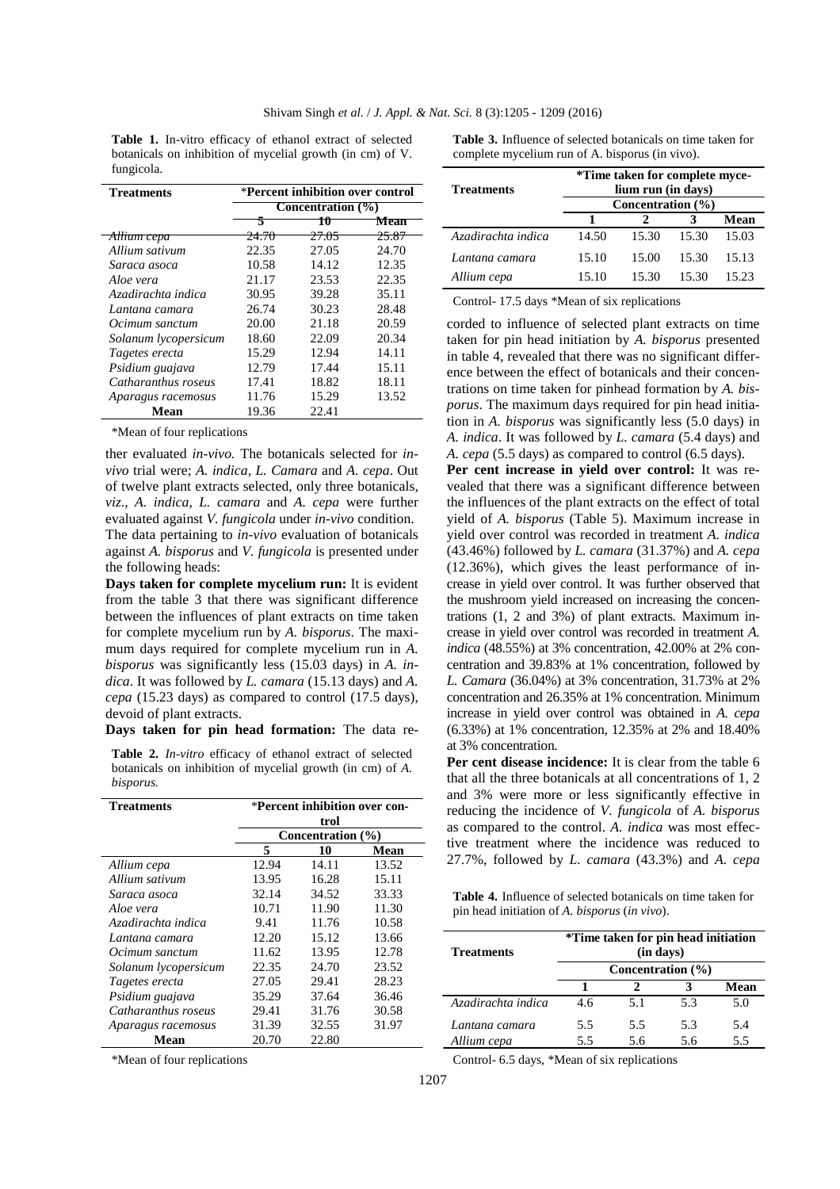**Table 1.** In-vitro efficacy of ethanol extract of selected botanicals on inhibition of mycelial growth (in cm) of V. fungicola.

| Treatments | *Percent inhibition over control | | |
|---|---|---|---|
| | Concentration (%) | | |
| | 5 | 10 | Mean |
| Allium cepa | 24.70 | 27.05 | 25.87 |
| Allium sativum | 22.35 | 27.05 | 24.70 |
| Saraca asoca | 10.58 | 14.12 | 12.35 |
| Aloe vera | 21.17 | 23.53 | 22.35 |
| Azadirachta indica | 30.95 | 39.28 | 35.11 |
| Lantana camara | 26.74 | 30.23 | 28.48 |
| Ocimum sanctum | 20.00 | 21.18 | 20.59 |
| Solanum lycopersicum | 18.60 | 22.09 | 20.34 |
| Tagetes erecta | 15.29 | 12.94 | 14.11 |
| Psidium guajava | 12.79 | 17.44 | 15.11 |
| Catharanthus roseus | 17.41 | 18.82 | 18.11 |
| Aparagus racemosus | 11.76 | 15.29 | 13.52 |
| **Mean** | 19.36 | 22.41 | |

*Mean of four replications

ther evaluated *in-vivo.* The botanicals selected for *in-vivo* trial were; *A. indica, L. Camara* and *A. cepa*. Out of twelve plant extracts selected, only three botanicals, *viz*., *A. indica, L. camara* and *A. cepa* were further evaluated against *V. fungicola* under *in-vivo* condition. The data pertaining to *in-vivo* evaluation of botanicals against *A. bisporus* and *V. fungicola* is presented under the following heads:

**Days taken for complete mycelium run:** It is evident from the table 3 that there was significant difference between the influences of plant extracts on time taken for complete mycelium run by *A. bisporus*. The maximum days required for complete mycelium run in *A. bisporus* was significantly less (15.03 days) in *A. indica*. It was followed by *L. camara* (15.13 days) and *A. cepa* (15.23 days) as compared to control (17.5 days), devoid of plant extracts.

**Days taken for pin head formation:** The data recorded to influence of selected plant extracts on time taken for pin head initiation by *A. bisporus* presented in table 4, revealed that there was no significant difference between the effect of botanicals and their concentrations on time taken for pinhead formation by *A. bisporus*. The maximum days required for pin head initiation in *A. bisporus* was significantly less (5.0 days) in *A. indica*. It was followed by *L. camara* (5.4 days) and *A. cepa* (5.5 days) as compared to control (6.5 days).

**Table 2.** *In-vitro* efficacy of ethanol extract of selected botanicals on inhibition of mycelial growth (in cm) of *A. bisporus.*

| Treatments | *Percent inhibition over control | | |
|---|---|---|---|
| | Concentration (%) | | |
| | 5 | 10 | Mean |
| Allium cepa | 12.94 | 14.11 | 13.52 |
| Allium sativum | 13.95 | 16.28 | 15.11 |
| Saraca asoca | 32.14 | 34.52 | 33.33 |
| Aloe vera | 10.71 | 11.90 | 11.30 |
| Azadirachta indica | 9.41 | 11.76 | 10.58 |
| Lantana camara | 12.20 | 15.12 | 13.66 |
| Ocimum sanctum | 11.62 | 13.95 | 12.78 |
| Solanum lycopersicum | 22.35 | 24.70 | 23.52 |
| Tagetes erecta | 27.05 | 29.41 | 28.23 |
| Psidium guajava | 35.29 | 37.64 | 36.46 |
| Catharanthus roseus | 29.41 | 31.76 | 30.58 |
| Aparagus racemosus | 31.39 | 32.55 | 31.97 |
| **Mean** | 20.70 | 22.80 | |

*Mean of four replications

**Table 3.** Influence of selected botanicals on time taken for complete mycelium run of A. bisporus (in vivo).

| Treatments | *Time taken for complete mycelium run (in days) | | | |
|---|---|---|---|---|
| | Concentration (%) | | | |
| | 1 | 2 | 3 | Mean |
| Azadirachta indica | 14.50 | 15.30 | 15.30 | 15.03 |
| Lantana camara | 15.10 | 15.00 | 15.30 | 15.13 |
| Allium cepa | 15.10 | 15.30 | 15.30 | 15.23 |

Control- 17.5 days *Mean of six replications

**Per cent increase in yield over control:** It was revealed that there was a significant difference between the influences of the plant extracts on the effect of total yield of *A. bisporus* (Table 5). Maximum increase in yield over control was recorded in treatment *A. indica* (43.46%) followed by *L. camara* (31.37%) and *A. cepa* (12.36%), which gives the least performance of increase in yield over control. It was further observed that the mushroom yield increased on increasing the concentrations (1, 2 and 3%) of plant extracts. Maximum increase in yield over control was recorded in treatment *A. indica* (48.55%) at 3% concentration, 42.00% at 2% concentration and 39.83% at 1% concentration, followed by *L. Camara* (36.04%) at 3% concentration, 31.73% at 2% concentration and 26.35% at 1% concentration. Minimum increase in yield over control was obtained in *A. cepa* (6.33%) at 1% concentration, 12.35% at 2% and 18.40% at 3% concentration.

**Per cent disease incidence:** It is clear from the table 6 that all the three botanicals at all concentrations of 1, 2 and 3% were more or less significantly effective in reducing the incidence of *V. fungicola* of *A. bisporus* as compared to the control. *A. indica* was most effective treatment where the incidence was reduced to 27.7%, followed by *L. camara* (43.3%) and *A. cepa*

**Table 4.** Influence of selected botanicals on time taken for pin head initiation of *A. bisporus* (*in vivo*).

| Treatments | *Time taken for pin head initiation (in days) | | | |
|---|---|---|---|---|
| | Concentration (%) | | | |
| | 1 | 2 | 3 | Mean |
| Azadirachta indica | 4.6 | 5.1 | 5.3 | 5.0 |
| Lantana camara | 5.5 | 5.5 | 5.3 | 5.4 |
| Allium cepa | 5.5 | 5.6 | 5.6 | 5.5 |

Control- 6.5 days, *Mean of six replications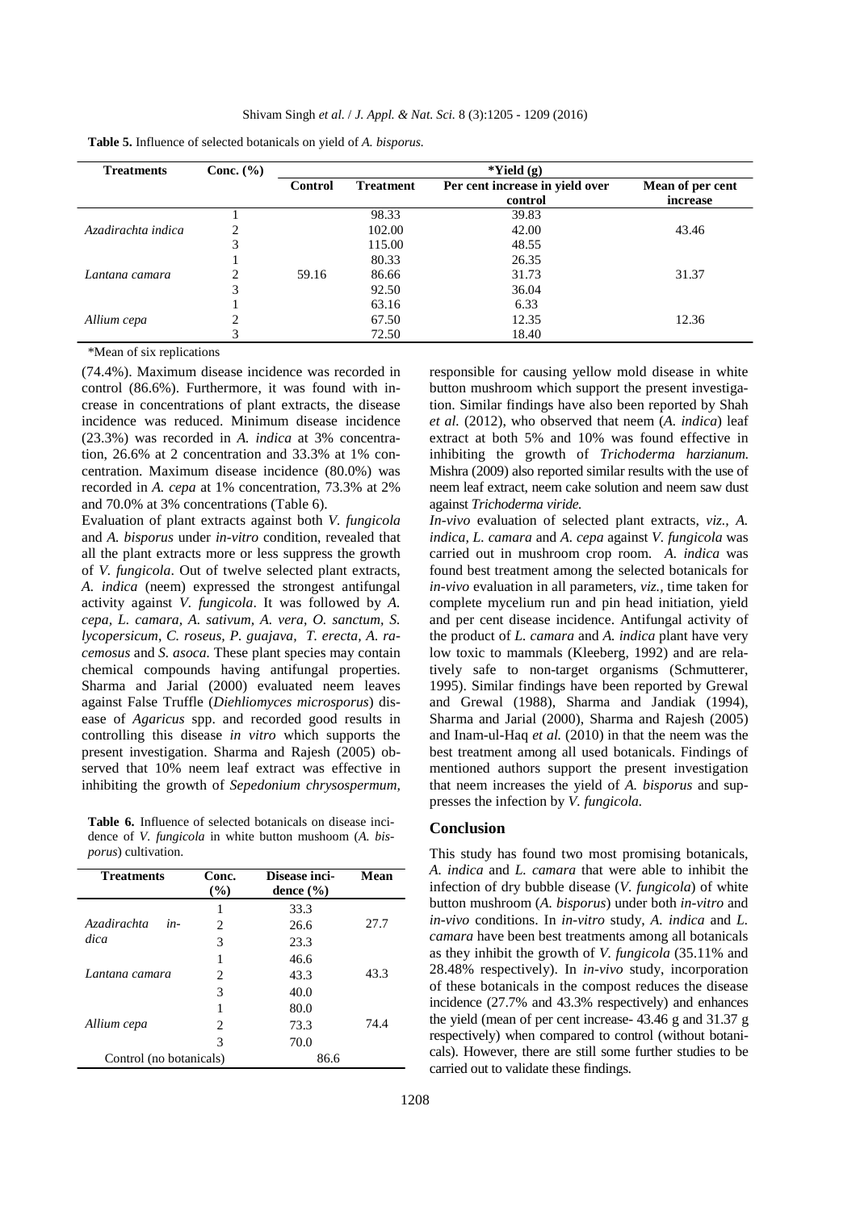**Table 5.** Influence of selected botanicals on yield of *A. bisporus.*

| Treatments | Conc. (%) | *Yield (g) | | | |
|---|---|---|---|---|---|
| | | Control | Treatment | Per cent increase in yield over control | Mean of per cent increase |
| *Azadirachta indica* | 1 | | 98.33 | 39.83 | |
| | 2 | | 102.00 | 42.00 | 43.46 |
| | 3 | | 115.00 | 48.55 | |
| *Lantana camara* | 1 | | 80.33 | 26.35 | |
| | 2 | 59.16 | 86.66 | 31.73 | 31.37 |
| | 3 | | 92.50 | 36.04 | |
| *Allium cepa* | 1 | | 63.16 | 6.33 | |
| | 2 | | 67.50 | 12.35 | 12.36 |
| | 3 | | 72.50 | 18.40 | |

*Mean of six replications

(74.4%). Maximum disease incidence was recorded in control (86.6%). Furthermore, it was found with increase in concentrations of plant extracts, the disease incidence was reduced. Minimum disease incidence (23.3%) was recorded in *A. indica* at 3% concentration, 26.6% at 2 concentration and 33.3% at 1% concentration. Maximum disease incidence (80.0%) was recorded in *A. cepa* at 1% concentration, 73.3% at 2% and 70.0% at 3% concentrations (Table 6).

Evaluation of plant extracts against both *V. fungicola* and *A. bisporus* under *in-vitro* condition, revealed that all the plant extracts more or less suppress the growth of *V. fungicola*. Out of twelve selected plant extracts, *A. indica* (neem) expressed the strongest antifungal activity against *V. fungicola*. It was followed by *A. cepa, L. camara, A. sativum, A. vera, O. sanctum, S. lycopersicum*, *C. roseus, P. guajava, T. erecta, A. racemosus* and *S. asoca.* These plant species may contain chemical compounds having antifungal properties. Sharma and Jarial (2000) evaluated neem leaves against False Truffle (*Diehliomyces microsporus*) disease of *Agaricus* spp. and recorded good results in controlling this disease *in vitro* which supports the present investigation. Sharma and Rajesh (2005) observed that 10% neem leaf extract was effective in inhibiting the growth of *Sepedonium chrysospermum*, responsible for causing yellow mold disease in white button mushroom which support the present investigation. Similar findings have also been reported by Shah *et al.* (2012), who observed that neem (*A. indica*) leaf extract at both 5% and 10% was found effective in inhibiting the growth of *Trichoderma harzianum.* Mishra (2009) also reported similar results with the use of neem leaf extract, neem cake solution and neem saw dust against *Trichoderma viride.*

*In-vivo* evaluation of selected plant extracts, *viz., A. indica, L. camara* and *A. cepa* against *V. fungicola* was carried out in mushroom crop room. *A. indica* was found best treatment among the selected botanicals for *in-vivo* evaluation in all parameters, *viz.,* time taken for complete mycelium run and pin head initiation, yield and per cent disease incidence. Antifungal activity of the product of *L. camara* and *A. indica* plant have very low toxic to mammals (Kleeberg, 1992) and are relatively safe to non-target organisms (Schmutterer, 1995). Similar findings have been reported by Grewal and Grewal (1988), Sharma and Jandiak (1994), Sharma and Jarial (2000), Sharma and Rajesh (2005) and Inam-ul-Haq *et al.* (2010) in that the neem was the best treatment among all used botanicals. Findings of mentioned authors support the present investigation that neem increases the yield of *A. bisporus* and suppresses the infection by *V. fungicola.*

**Table 6.** Influence of selected botanicals on disease incidence of *V. fungicola* in white button mushoom (*A. bisporus*) cultivation.

| Treatments | Conc. (%) | Disease incidence (%) | Mean |
|---|---|---|---|
| *Azadirachta indica* | 1 | 33.3 | |
| | 2 | 26.6 | 27.7 |
| | 3 | 23.3 | |
| *Lantana camara* | 1 | 46.6 | |
| | 2 | 43.3 | 43.3 |
| | 3 | 40.0 | |
| *Allium cepa* | 1 | 80.0 | |
| | 2 | 73.3 | 74.4 |
| | 3 | 70.0 | |
| Control (no botanicals) | | 86.6 | |

## Conclusion

This study has found two most promising botanicals, *A. indica* and *L. camara* that were able to inhibit the infection of dry bubble disease (*V. fungicola*) of white button mushroom (*A. bisporus*) under both *in-vitro* and *in-vivo* conditions. In *in-vitro* study, *A. indica* and *L. camara* have been best treatments among all botanicals as they inhibit the growth of *V. fungicola* (35.11% and 28.48% respectively). In *in-vivo* study, incorporation of these botanicals in the compost reduces the disease incidence (27.7% and 43.3% respectively) and enhances the yield (mean of per cent increase- 43.46 g and 31.37 g respectively) when compared to control (without botanicals). However, there are still some further studies to be carried out to validate these findings.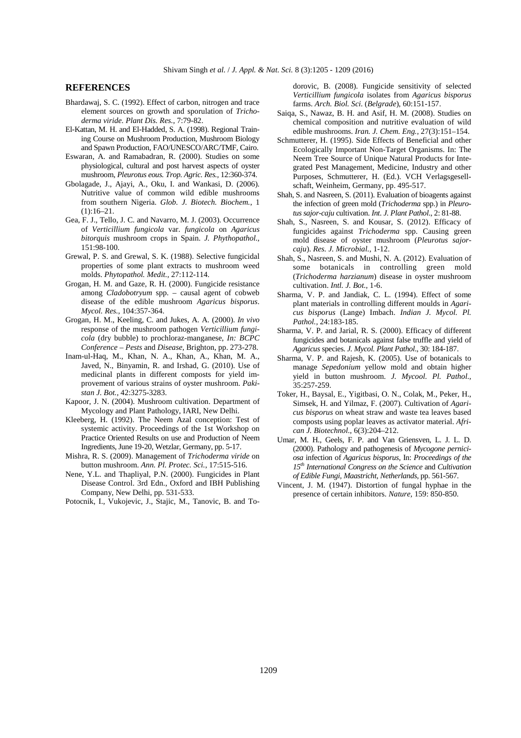## REFERENCES

Bhardawaj, S. C. (1992). Effect of carbon, nitrogen and trace element sources on growth and sporulation of *Trichoderma viride*. *Plant Dis. Res.*, 7:79-82.

El-Kattan, M. H. and El-Hadded, S. A. (1998). Regional Training Course on Mushroom Production, Mushroom Biology and Spawn Production, FAO/UNESCO/ARC/TMF, Cairo.

Eswaran, A. and Ramabadran, R. (2000). Studies on some physiological, cultural and post harvest aspects of oyster mushroom, *Pleurotus eous. Trop. Agric. Res.*, 12:360-374.

Gbolagade, J., Ajayi, A., Oku, I. and Wankasi, D. (2006). Nutritive value of common wild edible mushrooms from southern Nigeria. *Glob. J. Biotech. Biochem.*, 1 (1):16–21.

Gea, F. J., Tello, J. C. and Navarro, M. J. (2003). Occurrence of *Verticillium fungicola* var. *fungicola* on *Agaricus bitorquis* mushroom crops in Spain. *J. Phythopathol.*, 151:98-100.

Grewal, P. S. and Grewal, S. K. (1988). Selective fungicidal properties of some plant extracts to mushroom weed molds. *Phytopathol. Medit.*, 27:112-114.

Grogan, H. M. and Gaze, R. H. (2000). Fungicide resistance among *Cladobotryum* spp. – causal agent of cobweb disease of the edible mushroom *Agaricus bisporus*. *Mycol. Res.*, 104:357-364.

Grogan, H. M., Keeling, C. and Jukes, A. A. (2000). *In vivo* response of the mushroom pathogen *Verticillium fungicola* (dry bubble) to prochloraz-manganese, *In: BCPC Conference – Pests* and *Disease*, Brighton, pp. 273-278.

Inam-ul-Haq, M., Khan, N. A., Khan, A., Khan, M. A., Javed, N., Binyamin, R. and Irshad, G. (2010). Use of medicinal plants in different composts for yield improvement of various strains of oyster mushroom. *Pakistan J. Bot.*, 42:3275-3283.

Kapoor, J. N. (2004). Mushroom cultivation. Department of Mycology and Plant Pathology, IARI, New Delhi.

Kleeberg, H. (1992). The Neem Azal conception: Test of systemic activity. Proceedings of the 1st Workshop on Practice Oriented Results on use and Production of Neem Ingredients, June 19-20, Wetzlar, Germany, pp. 5-17.

Mishra, R. S. (2009). Management of *Trichoderma viride* on button mushroom. *Ann. Pl. Protec. Sci.*, 17:515-516.

Nene, Y.L. and Thapliyal, P.N. (2000). Fungicides in Plant Disease Control. 3rd Edn., Oxford and IBH Publishing Company, New Delhi, pp. 531-533.

Potocnik, I., Vukojevic, J., Stajic, M., Tanovic, B. and Todorovic, B. (2008). Fungicide sensitivity of selected *Verticillium fungicola* isolates from *Agaricus bisporus* farms. *Arch. Biol. Sci.* (*Belgrade*), 60:151-157.

Saiqa, S., Nawaz, B. H. and Asif, H. M. (2008). Studies on chemical composition and nutritive evaluation of wild edible mushrooms. *Iran. J. Chem. Eng.*, 27(3):151–154.

Schmutterer, H. (1995). Side Effects of Beneficial and other Ecologically Important Non-Target Organisms. In: The Neem Tree Source of Unique Natural Products for Integrated Pest Management, Medicine, Industry and other Purposes, Schmutterer, H. (Ed.). VCH Verlagsgesellschaft, Weinheim, Germany, pp. 495-517.

Shah, S. and Nasreen, S. (2011). Evaluation of bioagents against the infection of green mold (*Trichoderma* spp.) in *Pleurotus sajor-caju* cultivation. *Int. J. Plant Pathol*., 2: 81-88.

Shah, S., Nasreen, S. and Kousar, S. (2012). Efficacy of fungicides against *Trichoderma* spp. Causing green mold disease of oyster mushroom (*Pleurotus sajor-caju*). *Res. J. Microbial.*, 1-12.

Shah, S., Nasreen, S. and Mushi, N. A. (2012). Evaluation of some botanicals in controlling green mold (*Trichoderma harzianum*) disease in oyster mushroom cultivation. *Intl. J. Bot.*, 1-6.

Sharma, V. P. and Jandiak, C. L. (1994). Effect of some plant materials in controlling different moulds in *Agaricus bisporus* (Lange) Imbach. *Indian J. Mycol. Pl. Pathol.*, 24:183-185.

Sharma, V. P. and Jarial, R. S. (2000). Efficacy of different fungicides and botanicals against false truffle and yield of *Agaricus* species. *J. Mycol. Plant Pathol*., 30: 184-187.

Sharma, V. P. and Rajesh, K. (2005). Use of botanicals to manage *Sepedonium* yellow mold and obtain higher yield in button mushroom. *J. Mycool. Pl. Pathol.*, 35:257-259.

Toker, H., Baysal, E., Yigitbasi, O. N., Colak, M., Peker, H., Simsek, H. and Yilmaz, F. (2007). Cultivation of *Agaricus bisporus* on wheat straw and waste tea leaves based composts using poplar leaves as activator material. *African J. Biotechnol.*, 6(3):204–212.

Umar, M. H., Geels, F. P. and Van Griensven, L. J. L. D. (2000). Pathology and pathogenesis of *Mycogone perniciosa* infection of *Agaricus bisporus*, In: *Proceedings of the 15th International Congress on the Science* and *Cultivation of Edible Fungi, Maastricht, Netherlands*, pp. 561-567.

Vincent, J. M. (1947). Distortion of fungal hyphae in the presence of certain inhibitors. *Nature*, 159: 850-850.